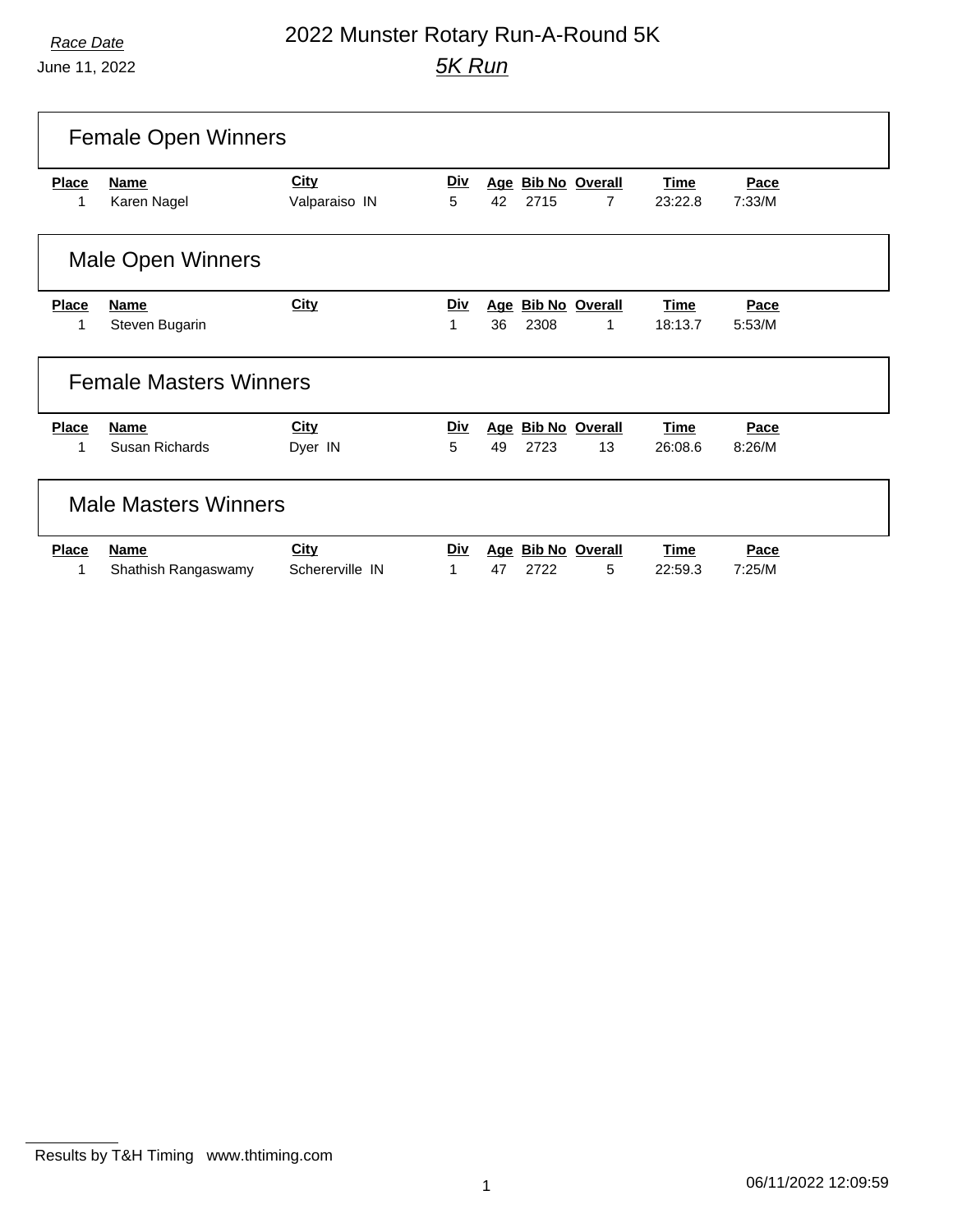Race Date

June 11, 2022

# 2022 Munster Rotary Run-A-Round 5K

## 5K Run

### Female Open Winners

| Place | Name | City | Div | Age | Bib No | Overall | Time | Pace |
|---|---|---|---|---|---|---|---|---|
| 1 | Karen Nagel | Valparaiso IN | 5 | 42 | 2715 | 7 | 23:22.8 | 7:33/M |

### Male Open Winners

| Place | Name | City | Div | Age | Bib No | Overall | Time | Pace |
|---|---|---|---|---|---|---|---|---|
| 1 | Steven Bugarin | | 1 | 36 | 2308 | 1 | 18:13.7 | 5:53/M |

### Female Masters Winners

| Place | Name | City | Div | Age | Bib No | Overall | Time | Pace |
|---|---|---|---|---|---|---|---|---|
| 1 | Susan Richards | Dyer IN | 5 | 49 | 2723 | 13 | 26:08.6 | 8:26/M |

### Male Masters Winners

| Place | Name | City | Div | Age | Bib No | Overall | Time | Pace |
|---|---|---|---|---|---|---|---|---|
| 1 | Shathish Rangaswamy | Schererville IN | 1 | 47 | 2722 | 5 | 22:59.3 | 7:25/M |

Results by T&H Timing www.thtiming.com

06/11/2022 12:09:59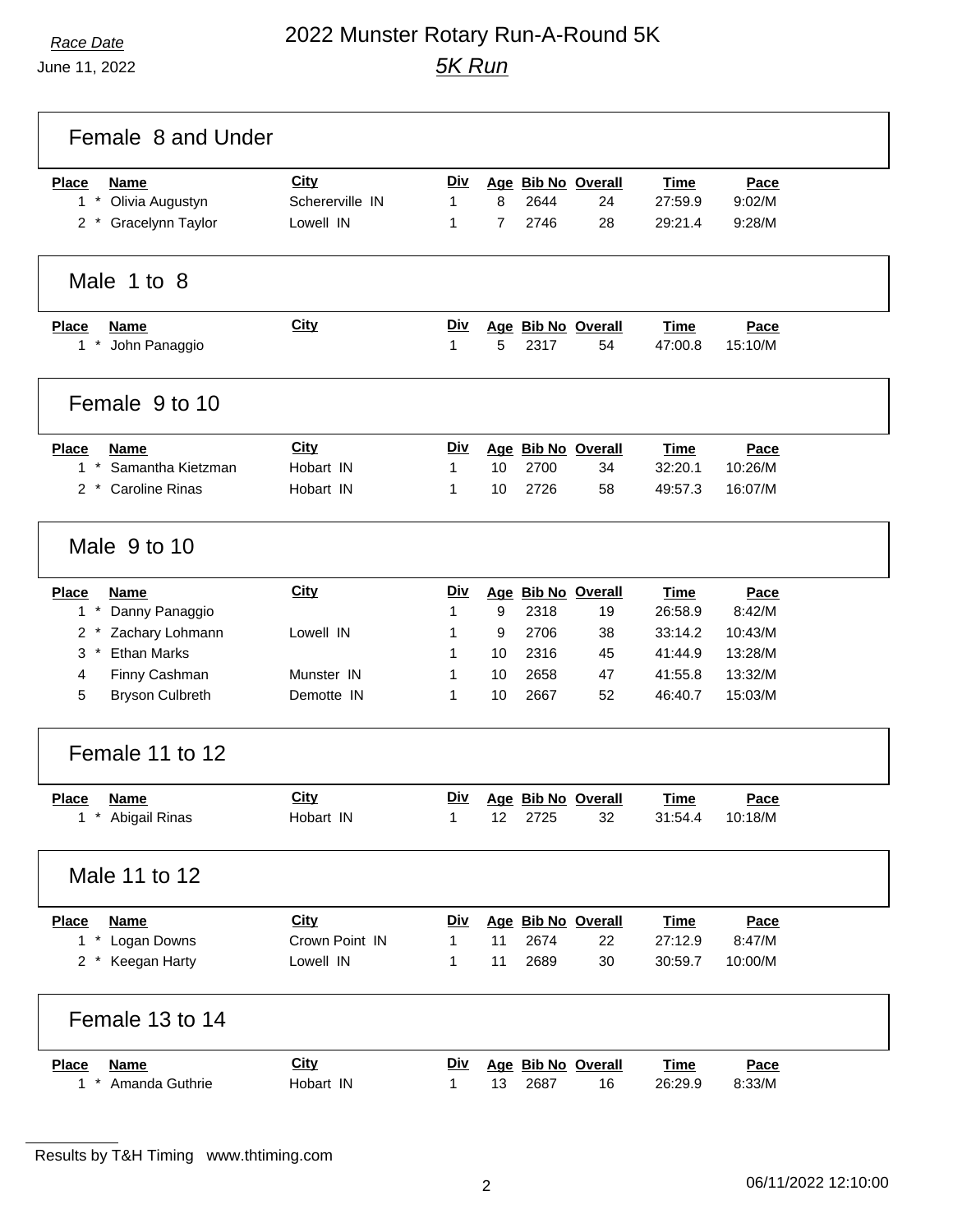# 2022 Munster Rotary Run-A-Round 5K

*Race Date*
June 11, 2022

## *5K Run*

### Female 8 and Under

| Place | Name | City | Div | Age | Bib No | Overall | Time | Pace |
|---|---|---|---|---|---|---|---|---|
| 1 * | Olivia Augustyn | Schererville IN | 1 | 8 | 2644 | 24 | 27:59.9 | 9:02/M |
| 2 * | Gracelynn Taylor | Lowell IN | 1 | 7 | 2746 | 28 | 29:21.4 | 9:28/M |

### Male 1 to 8

| Place | Name | City | Div | Age | Bib No | Overall | Time | Pace |
|---|---|---|---|---|---|---|---|---|
| 1 * | John Panaggio | | 1 | 5 | 2317 | 54 | 47:00.8 | 15:10/M |

### Female 9 to 10

| Place | Name | City | Div | Age | Bib No | Overall | Time | Pace |
|---|---|---|---|---|---|---|---|---|
| 1 * | Samantha Kietzman | Hobart IN | 1 | 10 | 2700 | 34 | 32:20.1 | 10:26/M |
| 2 * | Caroline Rinas | Hobart IN | 1 | 10 | 2726 | 58 | 49:57.3 | 16:07/M |

### Male 9 to 10

| Place | Name | City | Div | Age | Bib No | Overall | Time | Pace |
|---|---|---|---|---|---|---|---|---|
| 1 * | Danny Panaggio | | 1 | 9 | 2318 | 19 | 26:58.9 | 8:42/M |
| 2 * | Zachary Lohmann | Lowell IN | 1 | 9 | 2706 | 38 | 33:14.2 | 10:43/M |
| 3 * | Ethan Marks | | 1 | 10 | 2316 | 45 | 41:44.9 | 13:28/M |
| 4 | Finny Cashman | Munster IN | 1 | 10 | 2658 | 47 | 41:55.8 | 13:32/M |
| 5 | Bryson Culbreth | Demotte IN | 1 | 10 | 2667 | 52 | 46:40.7 | 15:03/M |

### Female 11 to 12

| Place | Name | City | Div | Age | Bib No | Overall | Time | Pace |
|---|---|---|---|---|---|---|---|---|
| 1 * | Abigail Rinas | Hobart IN | 1 | 12 | 2725 | 32 | 31:54.4 | 10:18/M |

### Male 11 to 12

| Place | Name | City | Div | Age | Bib No | Overall | Time | Pace |
|---|---|---|---|---|---|---|---|---|
| 1 * | Logan Downs | Crown Point IN | 1 | 11 | 2674 | 22 | 27:12.9 | 8:47/M |
| 2 * | Keegan Harty | Lowell IN | 1 | 11 | 2689 | 30 | 30:59.7 | 10:00/M |

### Female 13 to 14

| Place | Name | City | Div | Age | Bib No | Overall | Time | Pace |
|---|---|---|---|---|---|---|---|---|
| 1 * | Amanda Guthrie | Hobart IN | 1 | 13 | 2687 | 16 | 26:29.9 | 8:33/M |

Results by T&H Timing www.thtiming.com

06/11/2022 12:10:00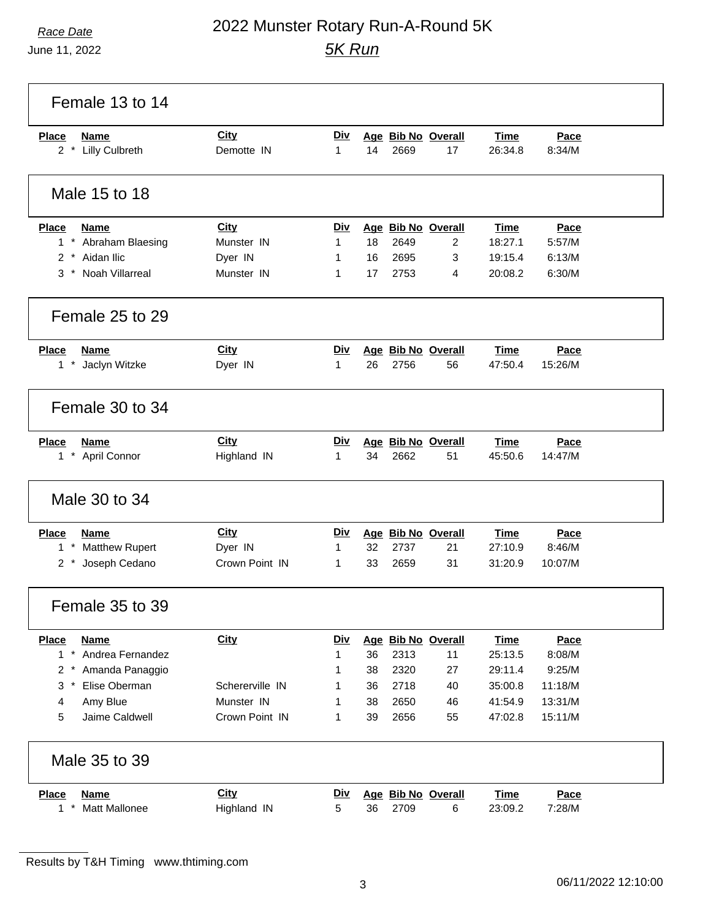*Race Date*
June 11, 2022

# 2022 Munster Rotary Run-A-Round 5K

## *5K Run*

### Female 13 to 14

| Place | Name | City | Div | Age | Bib No | Overall | Time | Pace |
|---|---|---|---|---|---|---|---|---|
| 2 * | Lilly Culbreth | Demotte IN | 1 | 14 | 2669 | 17 | 26:34.8 | 8:34/M |

### Male 15 to 18

| Place | Name | City | Div | Age | Bib No | Overall | Time | Pace |
|---|---|---|---|---|---|---|---|---|
| 1 * | Abraham Blaesing | Munster IN | 1 | 18 | 2649 | 2 | 18:27.1 | 5:57/M |
| 2 * | Aidan Ilic | Dyer IN | 1 | 16 | 2695 | 3 | 19:15.4 | 6:13/M |
| 3 * | Noah Villarreal | Munster IN | 1 | 17 | 2753 | 4 | 20:08.2 | 6:30/M |

### Female 25 to 29

| Place | Name | City | Div | Age | Bib No | Overall | Time | Pace |
|---|---|---|---|---|---|---|---|---|
| 1 * | Jaclyn Witzke | Dyer IN | 1 | 26 | 2756 | 56 | 47:50.4 | 15:26/M |

### Female 30 to 34

| Place | Name | City | Div | Age | Bib No | Overall | Time | Pace |
|---|---|---|---|---|---|---|---|---|
| 1 * | April Connor | Highland IN | 1 | 34 | 2662 | 51 | 45:50.6 | 14:47/M |

### Male 30 to 34

| Place | Name | City | Div | Age | Bib No | Overall | Time | Pace |
|---|---|---|---|---|---|---|---|---|
| 1 * | Matthew Rupert | Dyer IN | 1 | 32 | 2737 | 21 | 27:10.9 | 8:46/M |
| 2 * | Joseph Cedano | Crown Point IN | 1 | 33 | 2659 | 31 | 31:20.9 | 10:07/M |

### Female 35 to 39

| Place | Name | City | Div | Age | Bib No | Overall | Time | Pace |
|---|---|---|---|---|---|---|---|---|
| 1 * | Andrea Fernandez | | 1 | 36 | 2313 | 11 | 25:13.5 | 8:08/M |
| 2 * | Amanda Panaggio | | 1 | 38 | 2320 | 27 | 29:11.4 | 9:25/M |
| 3 * | Elise Oberman | Schererville IN | 1 | 36 | 2718 | 40 | 35:00.8 | 11:18/M |
| 4 | Amy Blue | Munster IN | 1 | 38 | 2650 | 46 | 41:54.9 | 13:31/M |
| 5 | Jaime Caldwell | Crown Point IN | 1 | 39 | 2656 | 55 | 47:02.8 | 15:11/M |

### Male 35 to 39

| Place | Name | City | Div | Age | Bib No | Overall | Time | Pace |
|---|---|---|---|---|---|---|---|---|
| 1 * | Matt Mallonee | Highland IN | 5 | 36 | 2709 | 6 | 23:09.2 | 7:28/M |

Results by T&H Timing www.thtiming.com

06/11/2022 12:10:00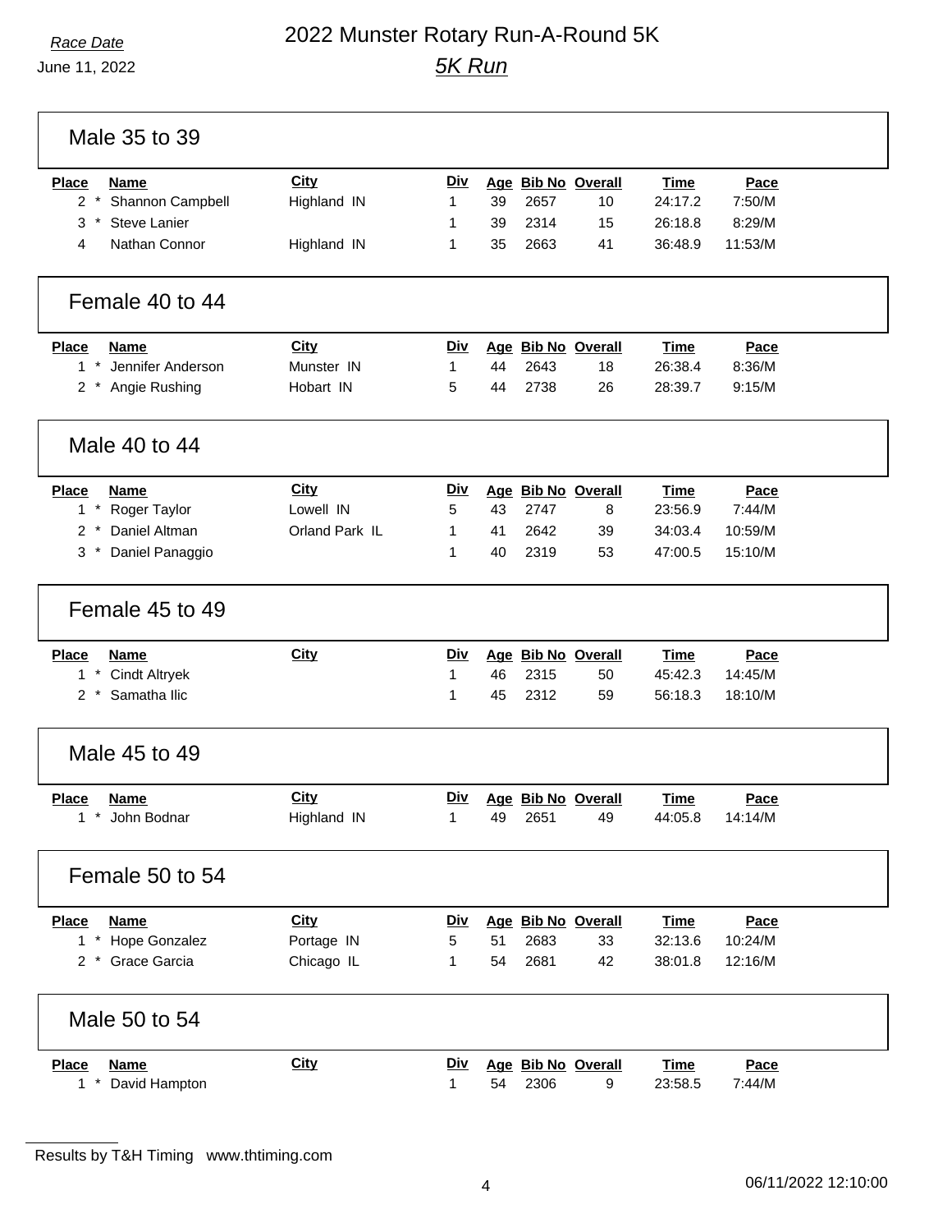Race Date

June 11, 2022

# 2022 Munster Rotary Run-A-Round 5K

## 5K Run

### Male 35 to 39

| Place | Name | City | Div | Age | Bib No | Overall | Time | Pace |
|---|---|---|---|---|---|---|---|---|
| 2 * | Shannon Campbell | Highland IN | 1 | 39 | 2657 | 10 | 24:17.2 | 7:50/M |
| 3 * | Steve Lanier | | 1 | 39 | 2314 | 15 | 26:18.8 | 8:29/M |
| 4 | Nathan Connor | Highland IN | 1 | 35 | 2663 | 41 | 36:48.9 | 11:53/M |

### Female 40 to 44

| Place | Name | City | Div | Age | Bib No | Overall | Time | Pace |
|---|---|---|---|---|---|---|---|---|
| 1 * | Jennifer Anderson | Munster IN | 1 | 44 | 2643 | 18 | 26:38.4 | 8:36/M |
| 2 * | Angie Rushing | Hobart IN | 5 | 44 | 2738 | 26 | 28:39.7 | 9:15/M |

### Male 40 to 44

| Place | Name | City | Div | Age | Bib No | Overall | Time | Pace |
|---|---|---|---|---|---|---|---|---|
| 1 * | Roger Taylor | Lowell IN | 5 | 43 | 2747 | 8 | 23:56.9 | 7:44/M |
| 2 * | Daniel Altman | Orland Park IL | 1 | 41 | 2642 | 39 | 34:03.4 | 10:59/M |
| 3 * | Daniel Panaggio | | 1 | 40 | 2319 | 53 | 47:00.5 | 15:10/M |

### Female 45 to 49

| Place | Name | City | Div | Age | Bib No | Overall | Time | Pace |
|---|---|---|---|---|---|---|---|---|
| 1 * | Cindt Altryek | | 1 | 46 | 2315 | 50 | 45:42.3 | 14:45/M |
| 2 * | Samatha Ilic | | 1 | 45 | 2312 | 59 | 56:18.3 | 18:10/M |

### Male 45 to 49

| Place | Name | City | Div | Age | Bib No | Overall | Time | Pace |
|---|---|---|---|---|---|---|---|---|
| 1 * | John Bodnar | Highland IN | 1 | 49 | 2651 | 49 | 44:05.8 | 14:14/M |

### Female 50 to 54

| Place | Name | City | Div | Age | Bib No | Overall | Time | Pace |
|---|---|---|---|---|---|---|---|---|
| 1 * | Hope Gonzalez | Portage IN | 5 | 51 | 2683 | 33 | 32:13.6 | 10:24/M |
| 2 * | Grace Garcia | Chicago IL | 1 | 54 | 2681 | 42 | 38:01.8 | 12:16/M |

### Male 50 to 54

| Place | Name | City | Div | Age | Bib No | Overall | Time | Pace |
|---|---|---|---|---|---|---|---|---|
| 1 * | David Hampton | | 1 | 54 | 2306 | 9 | 23:58.5 | 7:44/M |

Results by T&H Timing www.thtiming.com

06/11/2022 12:10:00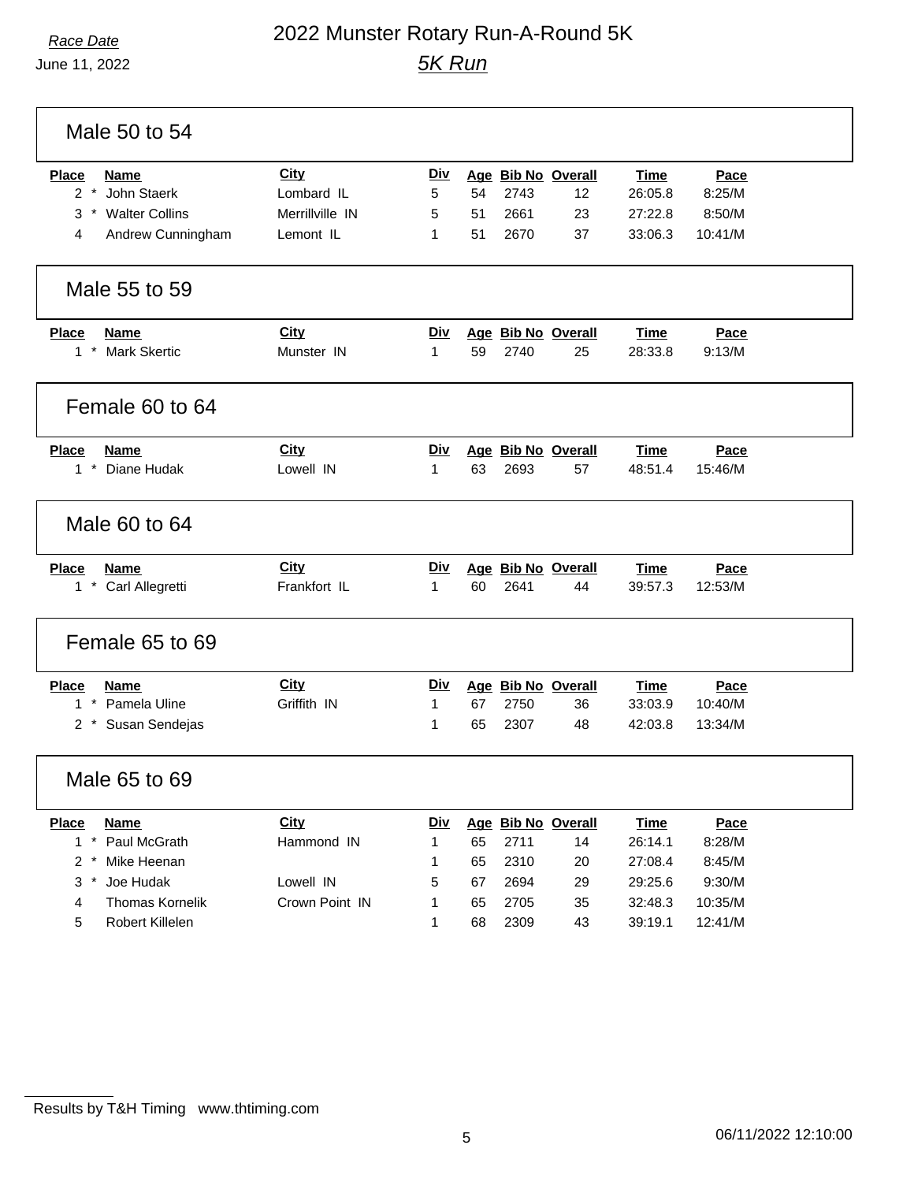Race Date

June 11, 2022

# 2022 Munster Rotary Run-A-Round 5K

## *5K Run*

### Male 50 to 54

| Place | Name | City | Div | Age | Bib No | Overall | Time | Pace |
|---|---|---|---|---|---|---|---|---|
| 2 * | John Staerk | Lombard IL | 5 | 54 | 2743 | 12 | 26:05.8 | 8:25/M |
| 3 * | Walter Collins | Merrillville IN | 5 | 51 | 2661 | 23 | 27:22.8 | 8:50/M |
| 4 | Andrew Cunningham | Lemont IL | 1 | 51 | 2670 | 37 | 33:06.3 | 10:41/M |

### Male 55 to 59

| Place | Name | City | Div | Age | Bib No | Overall | Time | Pace |
|---|---|---|---|---|---|---|---|---|
| 1 * | Mark Skertic | Munster IN | 1 | 59 | 2740 | 25 | 28:33.8 | 9:13/M |

### Female 60 to 64

| Place | Name | City | Div | Age | Bib No | Overall | Time | Pace |
|---|---|---|---|---|---|---|---|---|
| 1 * | Diane Hudak | Lowell IN | 1 | 63 | 2693 | 57 | 48:51.4 | 15:46/M |

### Male 60 to 64

| Place | Name | City | Div | Age | Bib No | Overall | Time | Pace |
|---|---|---|---|---|---|---|---|---|
| 1 * | Carl Allegretti | Frankfort IL | 1 | 60 | 2641 | 44 | 39:57.3 | 12:53/M |

### Female 65 to 69

| Place | Name | City | Div | Age | Bib No | Overall | Time | Pace |
|---|---|---|---|---|---|---|---|---|
| 1 * | Pamela Uline | Griffith IN | 1 | 67 | 2750 | 36 | 33:03.9 | 10:40/M |
| 2 * | Susan Sendejas | | 1 | 65 | 2307 | 48 | 42:03.8 | 13:34/M |

### Male 65 to 69

| Place | Name | City | Div | Age | Bib No | Overall | Time | Pace |
|---|---|---|---|---|---|---|---|---|
| 1 * | Paul McGrath | Hammond IN | 1 | 65 | 2711 | 14 | 26:14.1 | 8:28/M |
| 2 * | Mike Heenan | | 1 | 65 | 2310 | 20 | 27:08.4 | 8:45/M |
| 3 * | Joe Hudak | Lowell IN | 5 | 67 | 2694 | 29 | 29:25.6 | 9:30/M |
| 4 | Thomas Kornelik | Crown Point IN | 1 | 65 | 2705 | 35 | 32:48.3 | 10:35/M |
| 5 | Robert Killelen | | 1 | 68 | 2309 | 43 | 39:19.1 | 12:41/M |

Results by T&H Timing www.thtiming.com

06/11/2022 12:10:00